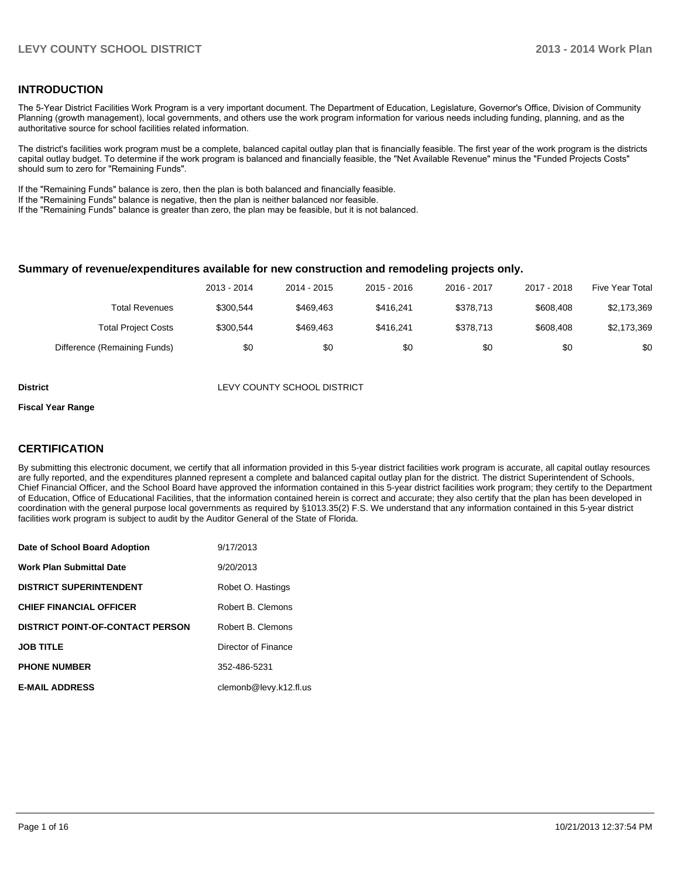## INTRODUCTION

The 5-Year District Facilities Work Program is a very important document. The Department of Education, Legislature, Governor's Office, Division of Community Planning (growth management), local governments, and others use the work program information for various needs including funding, planning, and as the authoritative source for school facilities related information.

The district's facilities work program must be a complete, balanced capital outlay plan that is financially feasible. The first year of the work program is the districts capital outlay budget. To determine if the work program is balanced and financially feasible, the "Net Available Revenue" minus the "Funded Projects Costs" should sum to zero for "Remaining Funds".

If the "Remaining Funds" balance is zero, then the plan is both balanced and financially feasible.
If the "Remaining Funds" balance is negative, then the plan is neither balanced nor feasible.
If the "Remaining Funds" balance is greater than zero, the plan may be feasible, but it is not balanced.

### Summary of revenue/expenditures available for new construction and remodeling projects only.

| | 2013 - 2014 | 2014 - 2015 | 2015 - 2016 | 2016 - 2017 | 2017 - 2018 | Five Year Total |
|---|---|---|---|---|---|---|
| Total Revenues | $300,544 | $469,463 | $416,241 | $378,713 | $608,408 | $2,173,369 |
| Total Project Costs | $300,544 | $469,463 | $416,241 | $378,713 | $608,408 | $2,173,369 |
| Difference (Remaining Funds) | $0 | $0 | $0 | $0 | $0 | $0 |

**District** LEVY COUNTY SCHOOL DISTRICT

**Fiscal Year Range**

## CERTIFICATION

By submitting this electronic document, we certify that all information provided in this 5-year district facilities work program is accurate, all capital outlay resources are fully reported, and the expenditures planned represent a complete and balanced capital outlay plan for the district. The district Superintendent of Schools, Chief Financial Officer, and the School Board have approved the information contained in this 5-year district facilities work program; they certify to the Department of Education, Office of Educational Facilities, that the information contained herein is correct and accurate; they also certify that the plan has been developed in coordination with the general purpose local governments as required by §1013.35(2) F.S. We understand that any information contained in this 5-year district facilities work program is subject to audit by the Auditor General of the State of Florida.

| | |
|---|---|
| **Date of School Board Adoption** | 9/17/2013 |
| **Work Plan Submittal Date** | 9/20/2013 |
| **DISTRICT SUPERINTENDENT** | Robet O. Hastings |
| **CHIEF FINANCIAL OFFICER** | Robert B. Clemons |
| **DISTRICT POINT-OF-CONTACT PERSON** | Robert B. Clemons |
| **JOB TITLE** | Director of Finance |
| **PHONE NUMBER** | 352-486-5231 |
| **E-MAIL ADDRESS** | clemonb@levy.k12.fl.us |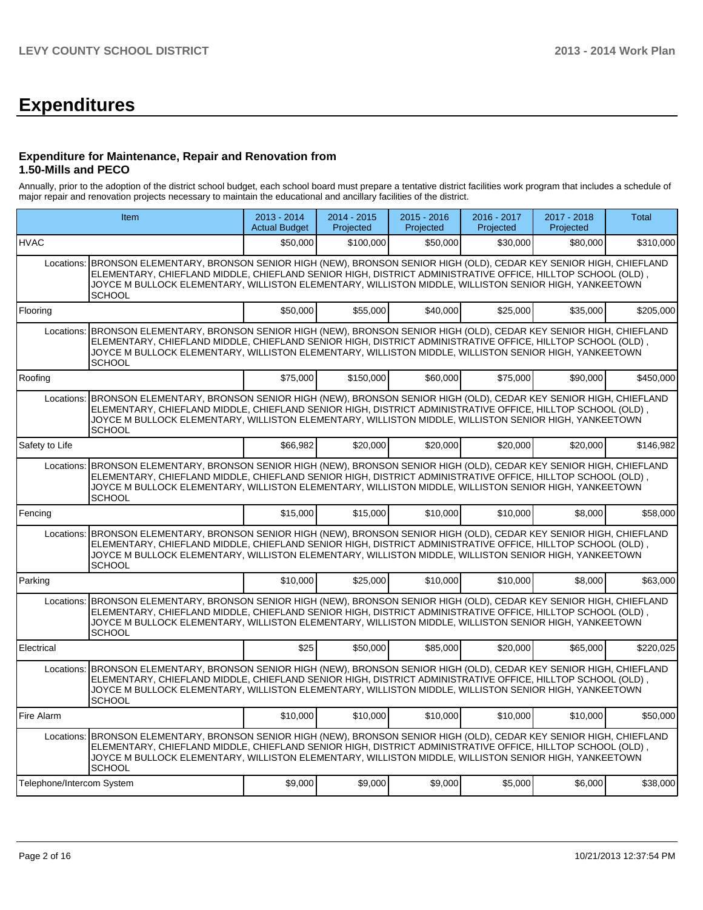# Expenditures

### Expenditure for Maintenance, Repair and Renovation from 1.50-Mills and PECO

Annually, prior to the adoption of the district school budget, each school board must prepare a tentative district facilities work program that includes a schedule of major repair and renovation projects necessary to maintain the educational and ancillary facilities of the district.

| Item | | 2013 - 2014 Actual Budget | 2014 - 2015 Projected | 2015 - 2016 Projected | 2016 - 2017 Projected | 2017 - 2018 Projected | Total |
|---|---|---|---|---|---|---|---|
| HVAC | | $50,000 | $100,000 | $50,000 | $30,000 | $80,000 | $310,000 |
| Locations: | BRONSON ELEMENTARY, BRONSON SENIOR HIGH (NEW), BRONSON SENIOR HIGH (OLD), CEDAR KEY SENIOR HIGH, CHIEFLAND ELEMENTARY, CHIEFLAND MIDDLE, CHIEFLAND SENIOR HIGH, DISTRICT ADMINISTRATIVE OFFICE, HILLTOP SCHOOL (OLD) , JOYCE M BULLOCK ELEMENTARY, WILLISTON ELEMENTARY, WILLISTON MIDDLE, WILLISTON SENIOR HIGH, YANKEETOWN SCHOOL | | | | | | |
| Flooring | | $50,000 | $55,000 | $40,000 | $25,000 | $35,000 | $205,000 |
| Locations: | BRONSON ELEMENTARY, BRONSON SENIOR HIGH (NEW), BRONSON SENIOR HIGH (OLD), CEDAR KEY SENIOR HIGH, CHIEFLAND ELEMENTARY, CHIEFLAND MIDDLE, CHIEFLAND SENIOR HIGH, DISTRICT ADMINISTRATIVE OFFICE, HILLTOP SCHOOL (OLD) , JOYCE M BULLOCK ELEMENTARY, WILLISTON ELEMENTARY, WILLISTON MIDDLE, WILLISTON SENIOR HIGH, YANKEETOWN SCHOOL | | | | | | |
| Roofing | | $75,000 | $150,000 | $60,000 | $75,000 | $90,000 | $450,000 |
| Locations: | BRONSON ELEMENTARY, BRONSON SENIOR HIGH (NEW), BRONSON SENIOR HIGH (OLD), CEDAR KEY SENIOR HIGH, CHIEFLAND ELEMENTARY, CHIEFLAND MIDDLE, CHIEFLAND SENIOR HIGH, DISTRICT ADMINISTRATIVE OFFICE, HILLTOP SCHOOL (OLD) , JOYCE M BULLOCK ELEMENTARY, WILLISTON ELEMENTARY, WILLISTON MIDDLE, WILLISTON SENIOR HIGH, YANKEETOWN SCHOOL | | | | | | |
| Safety to Life | | $66,982 | $20,000 | $20,000 | $20,000 | $20,000 | $146,982 |
| Locations: | BRONSON ELEMENTARY, BRONSON SENIOR HIGH (NEW), BRONSON SENIOR HIGH (OLD), CEDAR KEY SENIOR HIGH, CHIEFLAND ELEMENTARY, CHIEFLAND MIDDLE, CHIEFLAND SENIOR HIGH, DISTRICT ADMINISTRATIVE OFFICE, HILLTOP SCHOOL (OLD) , JOYCE M BULLOCK ELEMENTARY, WILLISTON ELEMENTARY, WILLISTON MIDDLE, WILLISTON SENIOR HIGH, YANKEETOWN SCHOOL | | | | | | |
| Fencing | | $15,000 | $15,000 | $10,000 | $10,000 | $8,000 | $58,000 |
| Locations: | BRONSON ELEMENTARY, BRONSON SENIOR HIGH (NEW), BRONSON SENIOR HIGH (OLD), CEDAR KEY SENIOR HIGH, CHIEFLAND ELEMENTARY, CHIEFLAND MIDDLE, CHIEFLAND SENIOR HIGH, DISTRICT ADMINISTRATIVE OFFICE, HILLTOP SCHOOL (OLD) , JOYCE M BULLOCK ELEMENTARY, WILLISTON ELEMENTARY, WILLISTON MIDDLE, WILLISTON SENIOR HIGH, YANKEETOWN SCHOOL | | | | | | |
| Parking | | $10,000 | $25,000 | $10,000 | $10,000 | $8,000 | $63,000 |
| Locations: | BRONSON ELEMENTARY, BRONSON SENIOR HIGH (NEW), BRONSON SENIOR HIGH (OLD), CEDAR KEY SENIOR HIGH, CHIEFLAND ELEMENTARY, CHIEFLAND MIDDLE, CHIEFLAND SENIOR HIGH, DISTRICT ADMINISTRATIVE OFFICE, HILLTOP SCHOOL (OLD) , JOYCE M BULLOCK ELEMENTARY, WILLISTON ELEMENTARY, WILLISTON MIDDLE, WILLISTON SENIOR HIGH, YANKEETOWN SCHOOL | | | | | | |
| Electrical | | $25 | $50,000 | $85,000 | $20,000 | $65,000 | $220,025 |
| Locations: | BRONSON ELEMENTARY, BRONSON SENIOR HIGH (NEW), BRONSON SENIOR HIGH (OLD), CEDAR KEY SENIOR HIGH, CHIEFLAND ELEMENTARY, CHIEFLAND MIDDLE, CHIEFLAND SENIOR HIGH, DISTRICT ADMINISTRATIVE OFFICE, HILLTOP SCHOOL (OLD) , JOYCE M BULLOCK ELEMENTARY, WILLISTON ELEMENTARY, WILLISTON MIDDLE, WILLISTON SENIOR HIGH, YANKEETOWN SCHOOL | | | | | | |
| Fire Alarm | | $10,000 | $10,000 | $10,000 | $10,000 | $10,000 | $50,000 |
| Locations: | BRONSON ELEMENTARY, BRONSON SENIOR HIGH (NEW), BRONSON SENIOR HIGH (OLD), CEDAR KEY SENIOR HIGH, CHIEFLAND ELEMENTARY, CHIEFLAND MIDDLE, CHIEFLAND SENIOR HIGH, DISTRICT ADMINISTRATIVE OFFICE, HILLTOP SCHOOL (OLD) , JOYCE M BULLOCK ELEMENTARY, WILLISTON ELEMENTARY, WILLISTON MIDDLE, WILLISTON SENIOR HIGH, YANKEETOWN SCHOOL | | | | | | |
| Telephone/Intercom System | | $9,000 | $9,000 | $9,000 | $5,000 | $6,000 | $38,000 |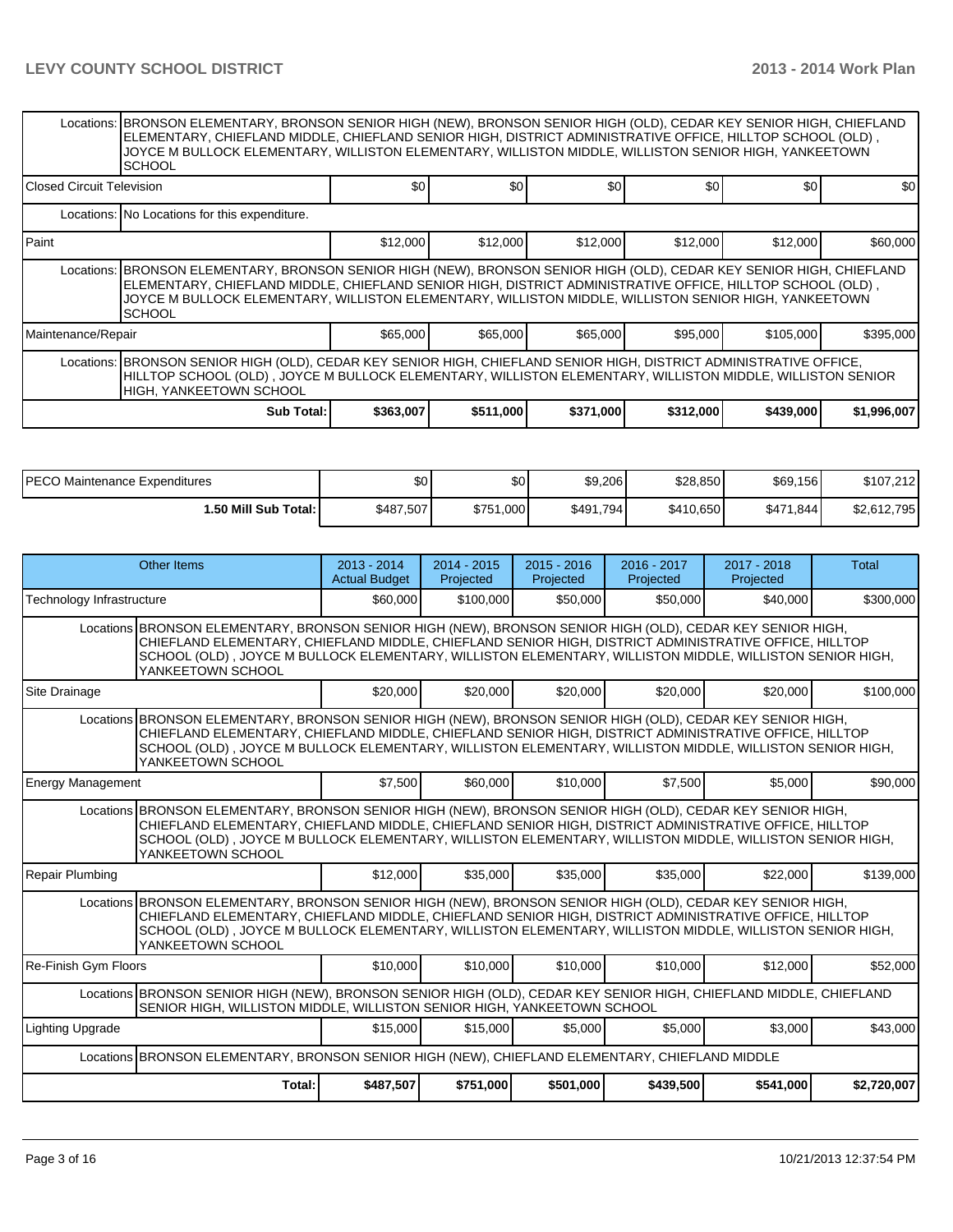| | | | | | | |
|---|---|---|---|---|---|---|
| Locations: | BRONSON ELEMENTARY, BRONSON SENIOR HIGH (NEW), BRONSON SENIOR HIGH (OLD), CEDAR KEY SENIOR HIGH, CHIEFLAND ELEMENTARY, CHIEFLAND MIDDLE, CHIEFLAND SENIOR HIGH, DISTRICT ADMINISTRATIVE OFFICE, HILLTOP SCHOOL (OLD) , JOYCE M BULLOCK ELEMENTARY, WILLISTON ELEMENTARY, WILLISTON MIDDLE, WILLISTON SENIOR HIGH, YANKEETOWN SCHOOL | | | | | |
| Closed Circuit Television | | $0 | $0 | $0 | $0 | $0 | $0 |
| Locations: | No Locations for this expenditure. | | | | | |
| Paint | | $12,000 | $12,000 | $12,000 | $12,000 | $12,000 | $60,000 |
| Locations: | BRONSON ELEMENTARY, BRONSON SENIOR HIGH (NEW), BRONSON SENIOR HIGH (OLD), CEDAR KEY SENIOR HIGH, CHIEFLAND ELEMENTARY, CHIEFLAND MIDDLE, CHIEFLAND SENIOR HIGH, DISTRICT ADMINISTRATIVE OFFICE, HILLTOP SCHOOL (OLD) , JOYCE M BULLOCK ELEMENTARY, WILLISTON ELEMENTARY, WILLISTON MIDDLE, WILLISTON SENIOR HIGH, YANKEETOWN SCHOOL | | | | | |
| Maintenance/Repair | | $65,000 | $65,000 | $65,000 | $95,000 | $105,000 | $395,000 |
| Locations: | BRONSON SENIOR HIGH (OLD), CEDAR KEY SENIOR HIGH, CHIEFLAND SENIOR HIGH, DISTRICT ADMINISTRATIVE OFFICE, HILLTOP SCHOOL (OLD) , JOYCE M BULLOCK ELEMENTARY, WILLISTON ELEMENTARY, WILLISTON MIDDLE, WILLISTON SENIOR HIGH, YANKEETOWN SCHOOL | | | | | |
| | Sub Total: | $363,007 | $511,000 | $371,000 | $312,000 | $439,000 | $1,996,007 |

| | | | | | | |
|---|---|---|---|---|---|---|
| PECO Maintenance Expenditures | $0 | $0 | $9,206 | $28,850 | $69,156 | $107,212 |
| 1.50 Mill Sub Total: | $487,507 | $751,000 | $491,794 | $410,650 | $471,844 | $2,612,795 |

| Other Items | | 2013 - 2014 Actual Budget | 2014 - 2015 Projected | 2015 - 2016 Projected | 2016 - 2017 Projected | 2017 - 2018 Projected | Total |
|---|---|---|---|---|---|---|---|
| Technology Infrastructure | | $60,000 | $100,000 | $50,000 | $50,000 | $40,000 | $300,000 |
| Locations | BRONSON ELEMENTARY, BRONSON SENIOR HIGH (NEW), BRONSON SENIOR HIGH (OLD), CEDAR KEY SENIOR HIGH, CHIEFLAND ELEMENTARY, CHIEFLAND MIDDLE, CHIEFLAND SENIOR HIGH, DISTRICT ADMINISTRATIVE OFFICE, HILLTOP SCHOOL (OLD) , JOYCE M BULLOCK ELEMENTARY, WILLISTON ELEMENTARY, WILLISTON MIDDLE, WILLISTON SENIOR HIGH, YANKEETOWN SCHOOL | | | | | | |
| Site Drainage | | $20,000 | $20,000 | $20,000 | $20,000 | $20,000 | $100,000 |
| Locations | BRONSON ELEMENTARY, BRONSON SENIOR HIGH (NEW), BRONSON SENIOR HIGH (OLD), CEDAR KEY SENIOR HIGH, CHIEFLAND ELEMENTARY, CHIEFLAND MIDDLE, CHIEFLAND SENIOR HIGH, DISTRICT ADMINISTRATIVE OFFICE, HILLTOP SCHOOL (OLD) , JOYCE M BULLOCK ELEMENTARY, WILLISTON ELEMENTARY, WILLISTON MIDDLE, WILLISTON SENIOR HIGH, YANKEETOWN SCHOOL | | | | | | |
| Energy Management | | $7,500 | $60,000 | $10,000 | $7,500 | $5,000 | $90,000 |
| Locations | BRONSON ELEMENTARY, BRONSON SENIOR HIGH (NEW), BRONSON SENIOR HIGH (OLD), CEDAR KEY SENIOR HIGH, CHIEFLAND ELEMENTARY, CHIEFLAND MIDDLE, CHIEFLAND SENIOR HIGH, DISTRICT ADMINISTRATIVE OFFICE, HILLTOP SCHOOL (OLD) , JOYCE M BULLOCK ELEMENTARY, WILLISTON ELEMENTARY, WILLISTON MIDDLE, WILLISTON SENIOR HIGH, YANKEETOWN SCHOOL | | | | | | |
| Repair Plumbing | | $12,000 | $35,000 | $35,000 | $35,000 | $22,000 | $139,000 |
| Locations | BRONSON ELEMENTARY, BRONSON SENIOR HIGH (NEW), BRONSON SENIOR HIGH (OLD), CEDAR KEY SENIOR HIGH, CHIEFLAND ELEMENTARY, CHIEFLAND MIDDLE, CHIEFLAND SENIOR HIGH, DISTRICT ADMINISTRATIVE OFFICE, HILLTOP SCHOOL (OLD) , JOYCE M BULLOCK ELEMENTARY, WILLISTON ELEMENTARY, WILLISTON MIDDLE, WILLISTON SENIOR HIGH, YANKEETOWN SCHOOL | | | | | | |
| Re-Finish Gym Floors | | $10,000 | $10,000 | $10,000 | $10,000 | $12,000 | $52,000 |
| Locations | BRONSON SENIOR HIGH (NEW), BRONSON SENIOR HIGH (OLD), CEDAR KEY SENIOR HIGH, CHIEFLAND MIDDLE, CHIEFLAND SENIOR HIGH, WILLISTON MIDDLE, WILLISTON SENIOR HIGH, YANKEETOWN SCHOOL | | | | | | |
| Lighting Upgrade | | $15,000 | $15,000 | $5,000 | $5,000 | $3,000 | $43,000 |
| Locations | BRONSON ELEMENTARY, BRONSON SENIOR HIGH (NEW), CHIEFLAND ELEMENTARY, CHIEFLAND MIDDLE | | | | | | |
| | Total: | $487,507 | $751,000 | $501,000 | $439,500 | $541,000 | $2,720,007 |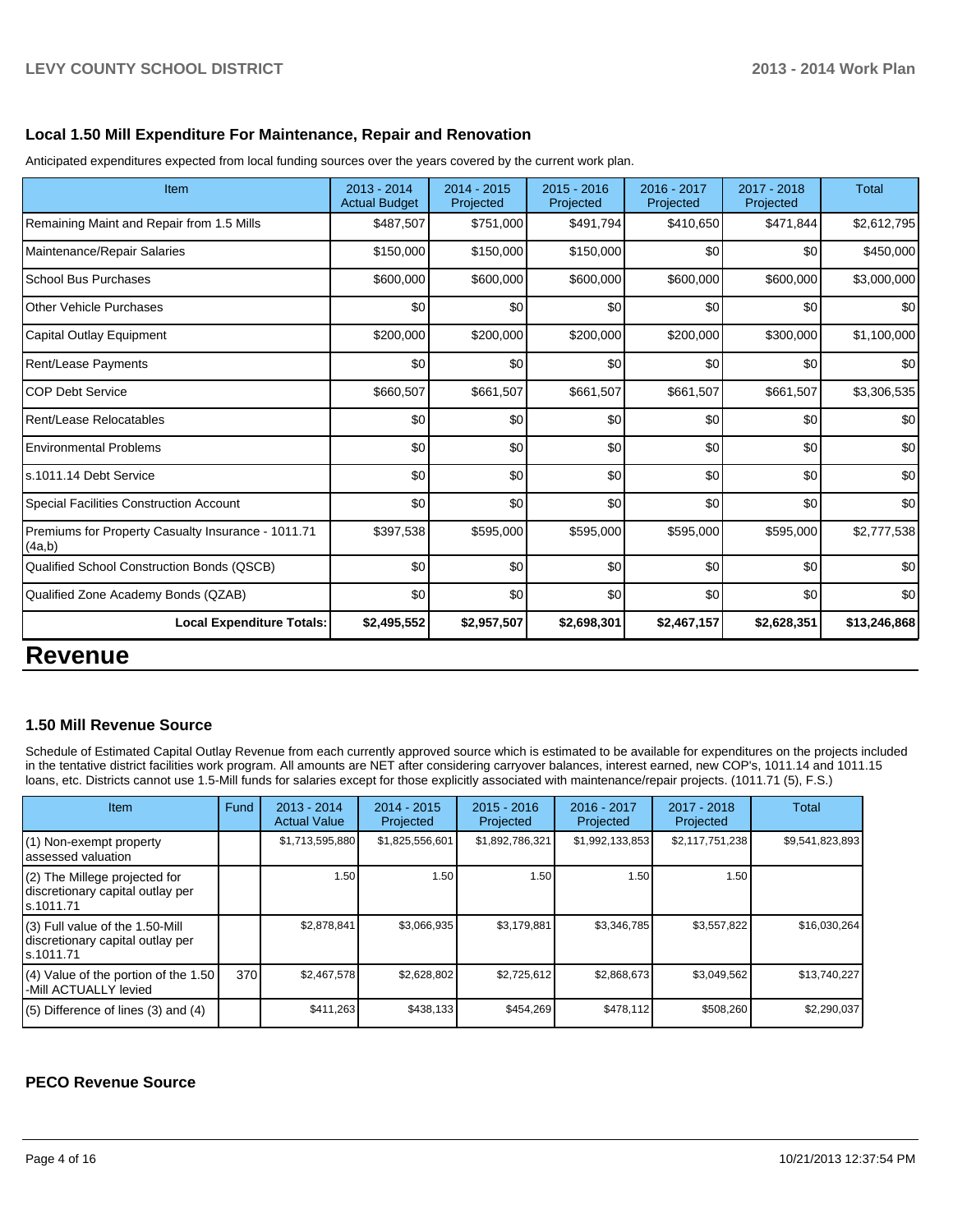### Local 1.50 Mill Expenditure For Maintenance, Repair and Renovation

Anticipated expenditures expected from local funding sources over the years covered by the current work plan.

| Item | 2013 - 2014 Actual Budget | 2014 - 2015 Projected | 2015 - 2016 Projected | 2016 - 2017 Projected | 2017 - 2018 Projected | Total |
|---|---|---|---|---|---|---|
| Remaining Maint and Repair from 1.5 Mills | $487,507 | $751,000 | $491,794 | $410,650 | $471,844 | $2,612,795 |
| Maintenance/Repair Salaries | $150,000 | $150,000 | $150,000 | $0 | $0 | $450,000 |
| School Bus Purchases | $600,000 | $600,000 | $600,000 | $600,000 | $600,000 | $3,000,000 |
| Other Vehicle Purchases | $0 | $0 | $0 | $0 | $0 | $0 |
| Capital Outlay Equipment | $200,000 | $200,000 | $200,000 | $200,000 | $300,000 | $1,100,000 |
| Rent/Lease Payments | $0 | $0 | $0 | $0 | $0 | $0 |
| COP Debt Service | $660,507 | $661,507 | $661,507 | $661,507 | $661,507 | $3,306,535 |
| Rent/Lease Relocatables | $0 | $0 | $0 | $0 | $0 | $0 |
| Environmental Problems | $0 | $0 | $0 | $0 | $0 | $0 |
| s.1011.14 Debt Service | $0 | $0 | $0 | $0 | $0 | $0 |
| Special Facilities Construction Account | $0 | $0 | $0 | $0 | $0 | $0 |
| Premiums for Property Casualty Insurance - 1011.71 (4a,b) | $397,538 | $595,000 | $595,000 | $595,000 | $595,000 | $2,777,538 |
| Qualified School Construction Bonds (QSCB) | $0 | $0 | $0 | $0 | $0 | $0 |
| Qualified Zone Academy Bonds (QZAB) | $0 | $0 | $0 | $0 | $0 | $0 |
| **Local Expenditure Totals:** | **$2,495,552** | **$2,957,507** | **$2,698,301** | **$2,467,157** | **$2,628,351** | **$13,246,868** |

# Revenue

### 1.50 Mill Revenue Source

Schedule of Estimated Capital Outlay Revenue from each currently approved source which is estimated to be available for expenditures on the projects included in the tentative district facilities work program. All amounts are NET after considering carryover balances, interest earned, new COP's, 1011.14 and 1011.15 loans, etc. Districts cannot use 1.5-Mill funds for salaries except for those explicitly associated with maintenance/repair projects. (1011.71 (5), F.S.)

| Item | Fund | 2013 - 2014 Actual Value | 2014 - 2015 Projected | 2015 - 2016 Projected | 2016 - 2017 Projected | 2017 - 2018 Projected | Total |
|---|---|---|---|---|---|---|---|
| (1) Non-exempt property assessed valuation | | $1,713,595,880 | $1,825,556,601 | $1,892,786,321 | $1,992,133,853 | $2,117,751,238 | $9,541,823,893 |
| (2) The Millege projected for discretionary capital outlay per s.1011.71 | | 1.50 | 1.50 | 1.50 | 1.50 | 1.50 | |
| (3) Full value of the 1.50-Mill discretionary capital outlay per s.1011.71 | | $2,878,841 | $3,066,935 | $3,179,881 | $3,346,785 | $3,557,822 | $16,030,264 |
| (4) Value of the portion of the 1.50 -Mill ACTUALLY levied | 370 | $2,467,578 | $2,628,802 | $2,725,612 | $2,868,673 | $3,049,562 | $13,740,227 |
| (5) Difference of lines (3) and (4) | | $411,263 | $438,133 | $454,269 | $478,112 | $508,260 | $2,290,037 |

### PECO Revenue Source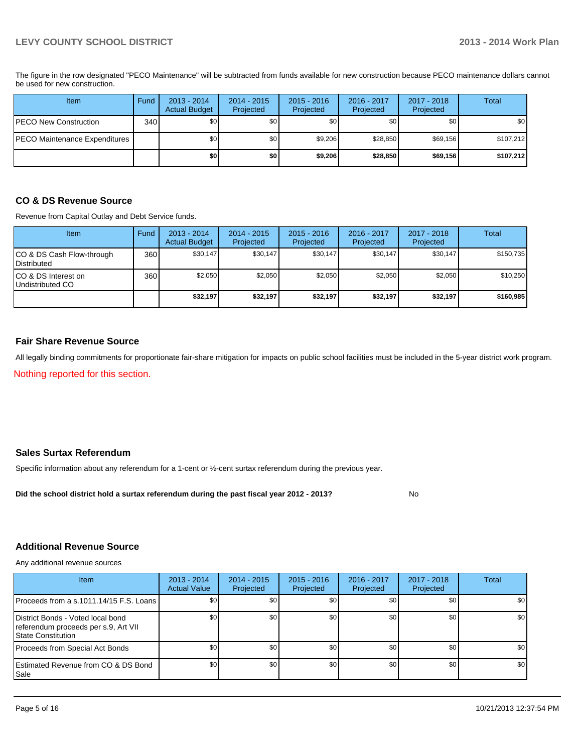The figure in the row designated "PECO Maintenance" will be subtracted from funds available for new construction because PECO maintenance dollars cannot be used for new construction.

| Item | Fund | 2013 - 2014 Actual Budget | 2014 - 2015 Projected | 2015 - 2016 Projected | 2016 - 2017 Projected | 2017 - 2018 Projected | Total |
|---|---|---|---|---|---|---|---|
| PECO New Construction | 340 | $0 | $0 | $0 | $0 | $0 | $0 |
| PECO Maintenance Expenditures | | $0 | $0 | $9,206 | $28,850 | $69,156 | $107,212 |
| | | **$0** | **$0** | **$9,206** | **$28,850** | **$69,156** | **$107,212** |

## CO & DS Revenue Source

Revenue from Capital Outlay and Debt Service funds.

| Item | Fund | 2013 - 2014 Actual Budget | 2014 - 2015 Projected | 2015 - 2016 Projected | 2016 - 2017 Projected | 2017 - 2018 Projected | Total |
|---|---|---|---|---|---|---|---|
| CO & DS Cash Flow-through Distributed | 360 | $30,147 | $30,147 | $30,147 | $30,147 | $30,147 | $150,735 |
| CO & DS Interest on Undistributed CO | 360 | $2,050 | $2,050 | $2,050 | $2,050 | $2,050 | $10,250 |
| | | **$32,197** | **$32,197** | **$32,197** | **$32,197** | **$32,197** | **$160,985** |

## Fair Share Revenue Source

All legally binding commitments for proportionate fair-share mitigation for impacts on public school facilities must be included in the 5-year district work program.

Nothing reported for this section.

## Sales Surtax Referendum

Specific information about any referendum for a 1-cent or ½-cent surtax referendum during the previous year.

**Did the school district hold a surtax referendum during the past fiscal year 2012 - 2013?** No

## Additional Revenue Source

Any additional revenue sources

| Item | 2013 - 2014 Actual Value | 2014 - 2015 Projected | 2015 - 2016 Projected | 2016 - 2017 Projected | 2017 - 2018 Projected | Total |
|---|---|---|---|---|---|---|
| Proceeds from a s.1011.14/15 F.S. Loans | $0 | $0 | $0 | $0 | $0 | $0 |
| District Bonds - Voted local bond referendum proceeds per s.9, Art VII State Constitution | $0 | $0 | $0 | $0 | $0 | $0 |
| Proceeds from Special Act Bonds | $0 | $0 | $0 | $0 | $0 | $0 |
| Estimated Revenue from CO & DS Bond Sale | $0 | $0 | $0 | $0 | $0 | $0 |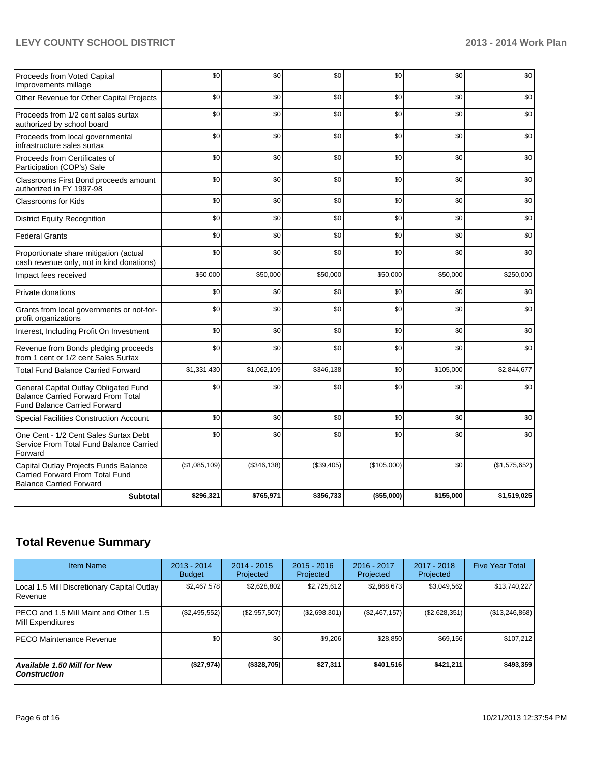| | | | | | | |
|---|---|---|---|---|---|---|
| Proceeds from Voted Capital Improvements millage | $0 | $0 | $0 | $0 | $0 | $0 |
| Other Revenue for Other Capital Projects | $0 | $0 | $0 | $0 | $0 | $0 |
| Proceeds from 1/2 cent sales surtax authorized by school board | $0 | $0 | $0 | $0 | $0 | $0 |
| Proceeds from local governmental infrastructure sales surtax | $0 | $0 | $0 | $0 | $0 | $0 |
| Proceeds from Certificates of Participation (COP's) Sale | $0 | $0 | $0 | $0 | $0 | $0 |
| Classrooms First Bond proceeds amount authorized in FY 1997-98 | $0 | $0 | $0 | $0 | $0 | $0 |
| Classrooms for Kids | $0 | $0 | $0 | $0 | $0 | $0 |
| District Equity Recognition | $0 | $0 | $0 | $0 | $0 | $0 |
| Federal Grants | $0 | $0 | $0 | $0 | $0 | $0 |
| Proportionate share mitigation (actual cash revenue only, not in kind donations) | $0 | $0 | $0 | $0 | $0 | $0 |
| Impact fees received | $50,000 | $50,000 | $50,000 | $50,000 | $50,000 | $250,000 |
| Private donations | $0 | $0 | $0 | $0 | $0 | $0 |
| Grants from local governments or not-for-profit organizations | $0 | $0 | $0 | $0 | $0 | $0 |
| Interest, Including Profit On Investment | $0 | $0 | $0 | $0 | $0 | $0 |
| Revenue from Bonds pledging proceeds from 1 cent or 1/2 cent Sales Surtax | $0 | $0 | $0 | $0 | $0 | $0 |
| Total Fund Balance Carried Forward | $1,331,430 | $1,062,109 | $346,138 | $0 | $105,000 | $2,844,677 |
| General Capital Outlay Obligated Fund Balance Carried Forward From Total Fund Balance Carried Forward | $0 | $0 | $0 | $0 | $0 | $0 |
| Special Facilities Construction Account | $0 | $0 | $0 | $0 | $0 | $0 |
| One Cent - 1/2 Cent Sales Surtax Debt Service From Total Fund Balance Carried Forward | $0 | $0 | $0 | $0 | $0 | $0 |
| Capital Outlay Projects Funds Balance Carried Forward From Total Fund Balance Carried Forward | ($1,085,109) | ($346,138) | ($39,405) | ($105,000) | $0 | ($1,575,652) |
| **Subtotal** | **$296,321** | **$765,971** | **$356,733** | **($55,000)** | **$155,000** | **$1,519,025** |

## Total Revenue Summary

| Item Name | 2013 - 2014 Budget | 2014 - 2015 Projected | 2015 - 2016 Projected | 2016 - 2017 Projected | 2017 - 2018 Projected | Five Year Total |
|---|---|---|---|---|---|---|
| Local 1.5 Mill Discretionary Capital Outlay Revenue | $2,467,578 | $2,628,802 | $2,725,612 | $2,868,673 | $3,049,562 | $13,740,227 |
| PECO and 1.5 Mill Maint and Other 1.5 Mill Expenditures | ($2,495,552) | ($2,957,507) | ($2,698,301) | ($2,467,157) | ($2,628,351) | ($13,246,868) |
| PECO Maintenance Revenue | $0 | $0 | $9,206 | $28,850 | $69,156 | $107,212 |
| ***Available 1.50 Mill for New Construction*** | **($27,974)** | **($328,705)** | **$27,311** | **$401,516** | **$421,211** | **$493,359** |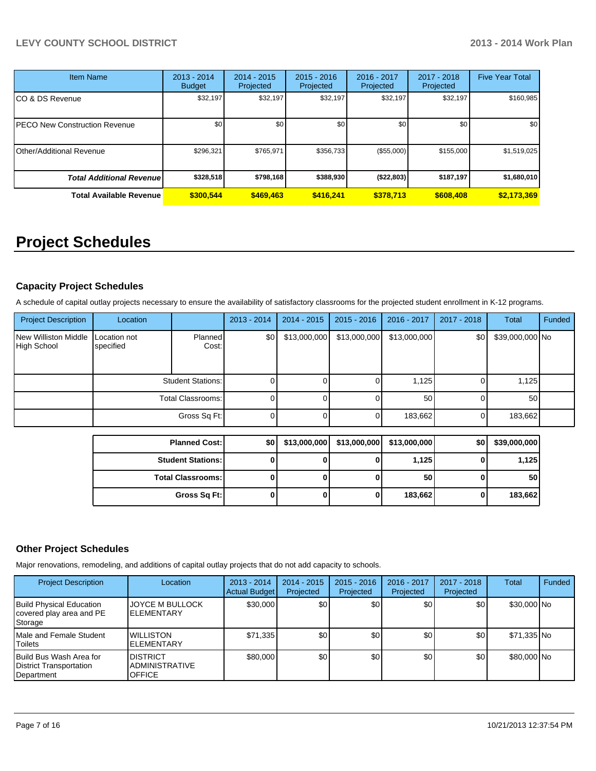| Item Name | 2013 - 2014 Budget | 2014 - 2015 Projected | 2015 - 2016 Projected | 2016 - 2017 Projected | 2017 - 2018 Projected | Five Year Total |
|---|---|---|---|---|---|---|
| CO & DS Revenue | $32,197 | $32,197 | $32,197 | $32,197 | $32,197 | $160,985 |
| PECO New Construction Revenue | $0 | $0 | $0 | $0 | $0 | $0 |
| Other/Additional Revenue | $296,321 | $765,971 | $356,733 | ($55,000) | $155,000 | $1,519,025 |
| ***Total Additional Revenue*** | **$328,518** | **$798,168** | **$388,930** | **($22,803)** | **$187,197** | **$1,680,010** |
| **Total Available Revenue** | **$300,544** | **$469,463** | **$416,241** | **$378,713** | **$608,408** | **$2,173,369** |

# Project Schedules

### Capacity Project Schedules

A schedule of capital outlay projects necessary to ensure the availability of satisfactory classrooms for the projected student enrollment in K-12 programs.

| Project Description | Location | | 2013 - 2014 | 2014 - 2015 | 2015 - 2016 | 2016 - 2017 | 2017 - 2018 | Total | Funded |
|---|---|---|---|---|---|---|---|---|---|
| New Williston Middle High School | Location not specified | Planned Cost: | $0 | $13,000,000 | $13,000,000 | $13,000,000 | $0 | $39,000,000 | No |
| | | Student Stations: | 0 | 0 | 0 | 1,125 | 0 | 1,125 | |
| | | Total Classrooms: | 0 | 0 | 0 | 50 | 0 | 50 | |
| | | Gross Sq Ft: | 0 | 0 | 0 | 183,662 | 0 | 183,662 | |

| | 2013 - 2014 | 2014 - 2015 | 2015 - 2016 | 2016 - 2017 | 2017 - 2018 | Total |
|---|---|---|---|---|---|---|
| **Planned Cost:** | **$0** | **$13,000,000** | **$13,000,000** | **$13,000,000** | **$0** | **$39,000,000** |
| **Student Stations:** | **0** | **0** | **0** | **1,125** | **0** | **1,125** |
| **Total Classrooms:** | **0** | **0** | **0** | **50** | **0** | **50** |
| **Gross Sq Ft:** | **0** | **0** | **0** | **183,662** | **0** | **183,662** |

### Other Project Schedules

Major renovations, remodeling, and additions of capital outlay projects that do not add capacity to schools.

| Project Description | Location | 2013 - 2014 Actual Budget | 2014 - 2015 Projected | 2015 - 2016 Projected | 2016 - 2017 Projected | 2017 - 2018 Projected | Total | Funded |
|---|---|---|---|---|---|---|---|---|
| Build Physical Education covered play area and PE Storage | JOYCE M BULLOCK ELEMENTARY | $30,000 | $0 | $0 | $0 | $0 | $30,000 | No |
| Male and Female Student Toilets | WILLISTON ELEMENTARY | $71,335 | $0 | $0 | $0 | $0 | $71,335 | No |
| Build Bus Wash Area for District Transportation Department | DISTRICT ADMINISTRATIVE OFFICE | $80,000 | $0 | $0 | $0 | $0 | $80,000 | No |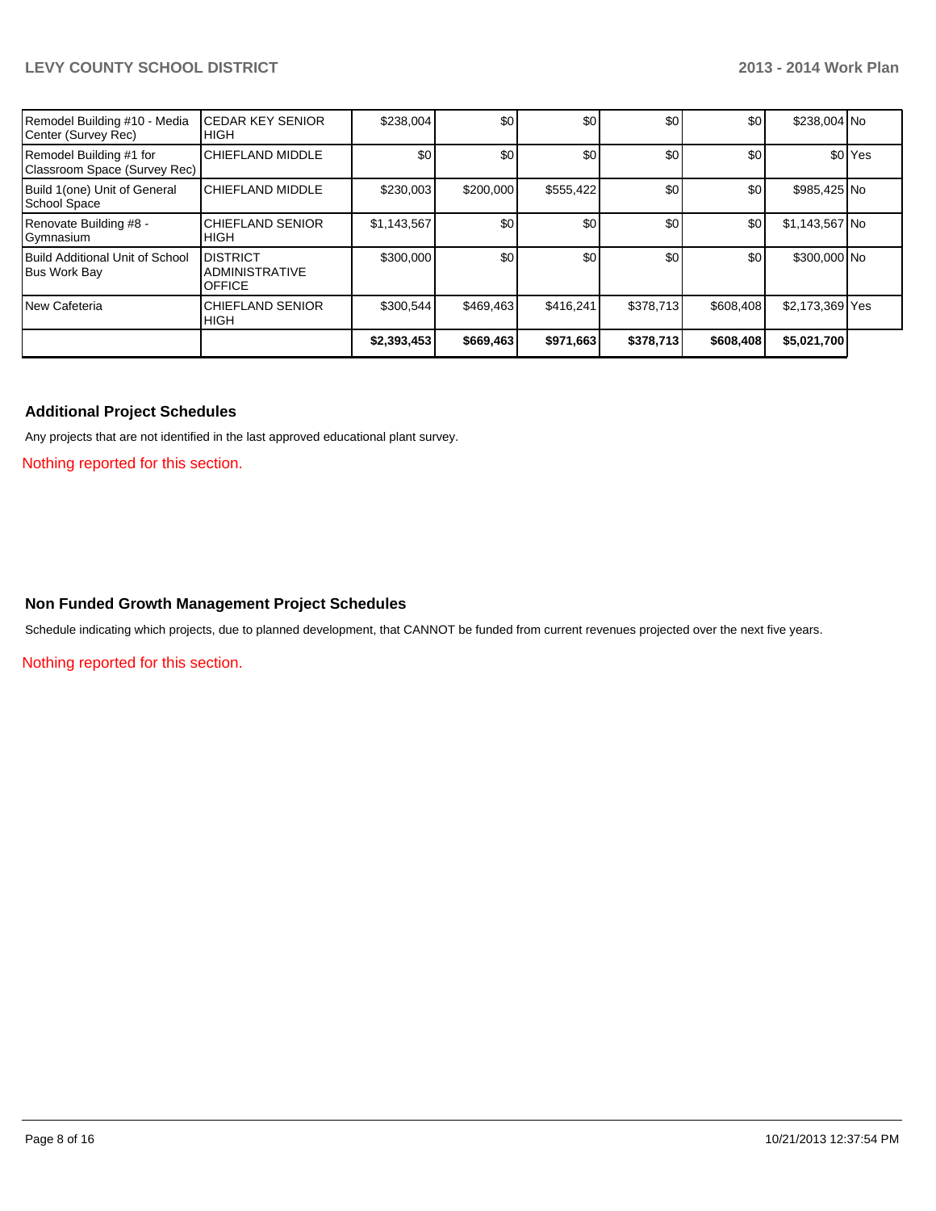| | | | | | | | | |
|---|---|---|---|---|---|---|---|---|
| Remodel Building #10 - Media Center (Survey Rec) | CEDAR KEY SENIOR HIGH | $238,004 | $0 | $0 | $0 | $0 | $238,004 | No |
| Remodel Building #1 for Classroom Space (Survey Rec) | CHIEFLAND MIDDLE | $0 | $0 | $0 | $0 | $0 | $0 | Yes |
| Build 1(one) Unit of General School Space | CHIEFLAND MIDDLE | $230,003 | $200,000 | $555,422 | $0 | $0 | $985,425 | No |
| Renovate Building #8 - Gymnasium | CHIEFLAND SENIOR HIGH | $1,143,567 | $0 | $0 | $0 | $0 | $1,143,567 | No |
| Build Additional Unit of School Bus Work Bay | DISTRICT ADMINISTRATIVE OFFICE | $300,000 | $0 | $0 | $0 | $0 | $300,000 | No |
| New Cafeteria | CHIEFLAND SENIOR HIGH | $300,544 | $469,463 | $416,241 | $378,713 | $608,408 | $2,173,369 | Yes |
| | | **$2,393,453** | **$669,463** | **$971,663** | **$378,713** | **$608,408** | **$5,021,700** | |

## Additional Project Schedules

Any projects that are not identified in the last approved educational plant survey.

Nothing reported for this section.

## Non Funded Growth Management Project Schedules

Schedule indicating which projects, due to planned development, that CANNOT be funded from current revenues projected over the next five years.

Nothing reported for this section.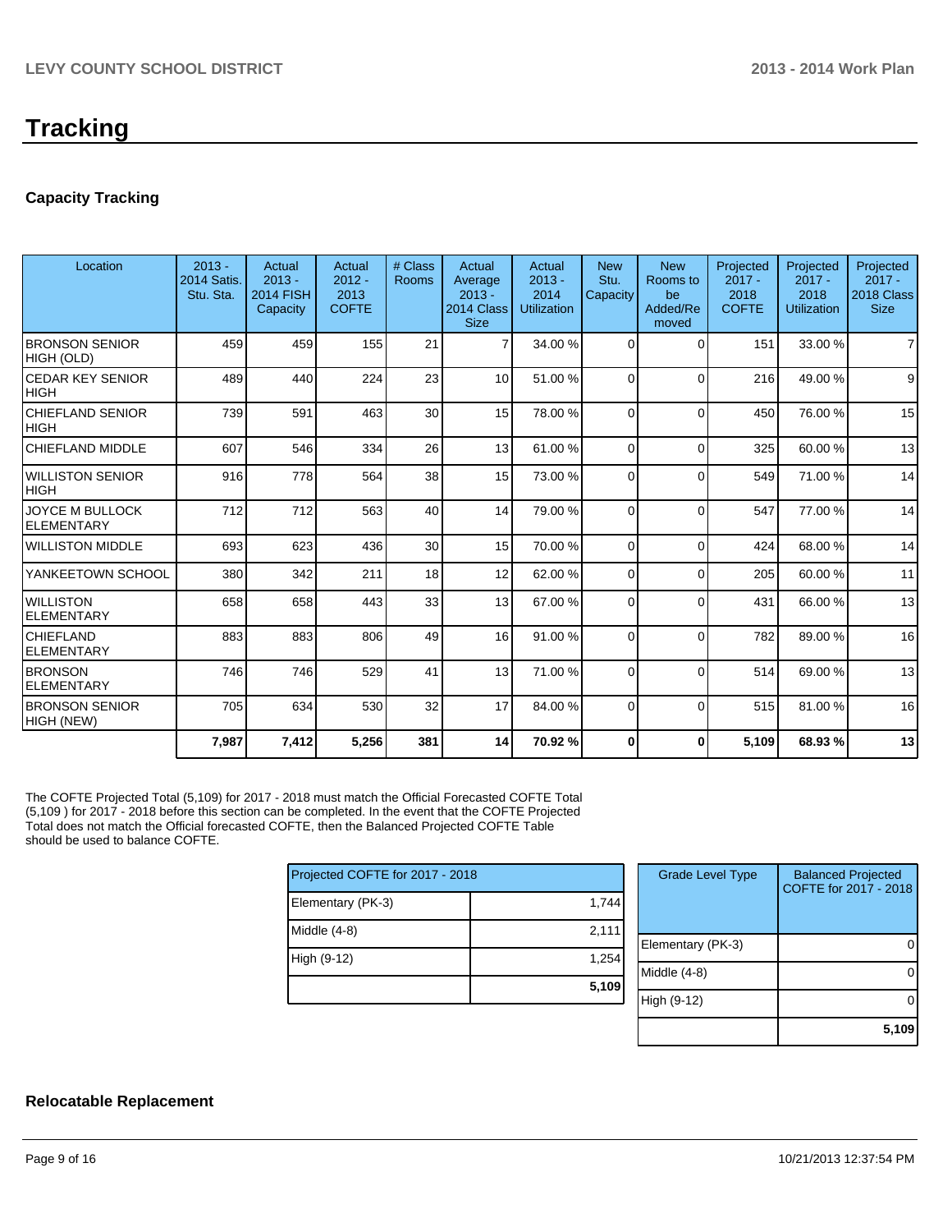# Tracking

## Capacity Tracking

| Location | 2013 - 2014 Satis. Stu. Sta. | Actual 2013 - 2014 FISH Capacity | Actual 2012 - 2013 COFTE | # Class Rooms | Actual Average 2013 - 2014 Class Size | Actual 2013 - 2014 Utilization | New Stu. Capacity | New Rooms to be Added/Removed | Projected 2017 - 2018 COFTE | Projected 2017 - 2018 Utilization | Projected 2017 - 2018 Class Size |
|---|---|---|---|---|---|---|---|---|---|---|---|
| BRONSON SENIOR HIGH (OLD) | 459 | 459 | 155 | 21 | 7 | 34.00 % | 0 | 0 | 151 | 33.00 % | 7 |
| CEDAR KEY SENIOR HIGH | 489 | 440 | 224 | 23 | 10 | 51.00 % | 0 | 0 | 216 | 49.00 % | 9 |
| CHIEFLAND SENIOR HIGH | 739 | 591 | 463 | 30 | 15 | 78.00 % | 0 | 0 | 450 | 76.00 % | 15 |
| CHIEFLAND MIDDLE | 607 | 546 | 334 | 26 | 13 | 61.00 % | 0 | 0 | 325 | 60.00 % | 13 |
| WILLISTON SENIOR HIGH | 916 | 778 | 564 | 38 | 15 | 73.00 % | 0 | 0 | 549 | 71.00 % | 14 |
| JOYCE M BULLOCK ELEMENTARY | 712 | 712 | 563 | 40 | 14 | 79.00 % | 0 | 0 | 547 | 77.00 % | 14 |
| WILLISTON MIDDLE | 693 | 623 | 436 | 30 | 15 | 70.00 % | 0 | 0 | 424 | 68.00 % | 14 |
| YANKEETOWN SCHOOL | 380 | 342 | 211 | 18 | 12 | 62.00 % | 0 | 0 | 205 | 60.00 % | 11 |
| WILLISTON ELEMENTARY | 658 | 658 | 443 | 33 | 13 | 67.00 % | 0 | 0 | 431 | 66.00 % | 13 |
| CHIEFLAND ELEMENTARY | 883 | 883 | 806 | 49 | 16 | 91.00 % | 0 | 0 | 782 | 89.00 % | 16 |
| BRONSON ELEMENTARY | 746 | 746 | 529 | 41 | 13 | 71.00 % | 0 | 0 | 514 | 69.00 % | 13 |
| BRONSON SENIOR HIGH (NEW) | 705 | 634 | 530 | 32 | 17 | 84.00 % | 0 | 0 | 515 | 81.00 % | 16 |
| | **7,987** | **7,412** | **5,256** | **381** | **14** | **70.92 %** | **0** | **0** | **5,109** | **68.93 %** | **13** |

The COFTE Projected Total (5,109) for 2017 - 2018 must match the Official Forecasted COFTE Total (5,109 ) for 2017 - 2018 before this section can be completed. In the event that the COFTE Projected Total does not match the Official forecasted COFTE, then the Balanced Projected COFTE Table should be used to balance COFTE.

| Projected COFTE for 2017 - 2018 | |
|---|---|
| Elementary (PK-3) | 1,744 |
| Middle (4-8) | 2,111 |
| High (9-12) | 1,254 |
| | **5,109** |

| Grade Level Type | Balanced Projected COFTE for 2017 - 2018 |
|---|---|
| Elementary (PK-3) | 0 |
| Middle (4-8) | 0 |
| High (9-12) | 0 |
| | **5,109** |

## Relocatable Replacement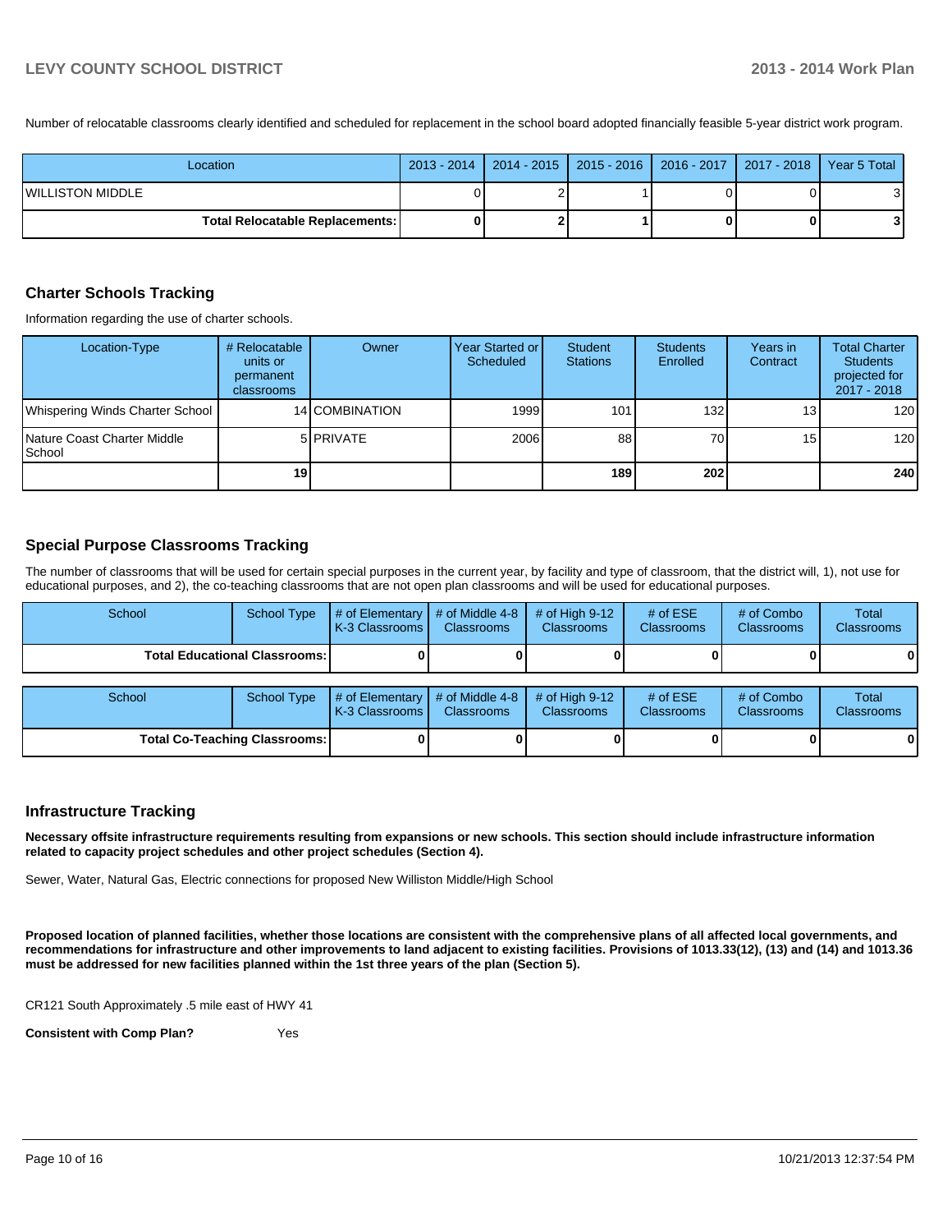Number of relocatable classrooms clearly identified and scheduled for replacement in the school board adopted financially feasible 5-year district work program.

| Location | 2013 - 2014 | 2014 - 2015 | 2015 - 2016 | 2016 - 2017 | 2017 - 2018 | Year 5 Total |
|---|---|---|---|---|---|---|
| WILLISTON MIDDLE | 0 | 2 | 1 | 0 | 0 | 3 |
| **Total Relocatable Replacements:** | **0** | **2** | **1** | **0** | **0** | **3** |

## Charter Schools Tracking

Information regarding the use of charter schools.

| Location-Type | # Relocatable units or permanent classrooms | Owner | Year Started or Scheduled | Student Stations | Students Enrolled | Years in Contract | Total Charter Students projected for 2017 - 2018 |
|---|---|---|---|---|---|---|---|
| Whispering Winds Charter School | 14 | COMBINATION | 1999 | 101 | 132 | 13 | 120 |
| Nature Coast Charter Middle School | 5 | PRIVATE | 2006 | 88 | 70 | 15 | 120 |
| | **19** | | | **189** | **202** | | **240** |

## Special Purpose Classrooms Tracking

The number of classrooms that will be used for certain special purposes in the current year, by facility and type of classroom, that the district will, 1), not use for educational purposes, and 2), the co-teaching classrooms that are not open plan classrooms and will be used for educational purposes.

| School | School Type | # of Elementary K-3 Classrooms | # of Middle 4-8 Classrooms | # of High 9-12 Classrooms | # of ESE Classrooms | # of Combo Classrooms | Total Classrooms |
|---|---|---|---|---|---|---|---|
| **Total Educational Classrooms:** | | **0** | **0** | **0** | **0** | **0** | **0** |

| School | School Type | # of Elementary K-3 Classrooms | # of Middle 4-8 Classrooms | # of High 9-12 Classrooms | # of ESE Classrooms | # of Combo Classrooms | Total Classrooms |
|---|---|---|---|---|---|---|---|
| **Total Co-Teaching Classrooms:** | | **0** | **0** | **0** | **0** | **0** | **0** |

## Infrastructure Tracking

**Necessary offsite infrastructure requirements resulting from expansions or new schools. This section should include infrastructure information related to capacity project schedules and other project schedules (Section 4).**

Sewer, Water, Natural Gas, Electric connections for proposed New Williston Middle/High School

**Proposed location of planned facilities, whether those locations are consistent with the comprehensive plans of all affected local governments, and recommendations for infrastructure and other improvements to land adjacent to existing facilities. Provisions of 1013.33(12), (13) and (14) and 1013.36 must be addressed for new facilities planned within the 1st three years of the plan (Section 5).**

CR121 South Approximately .5 mile east of HWY 41

**Consistent with Comp Plan?** Yes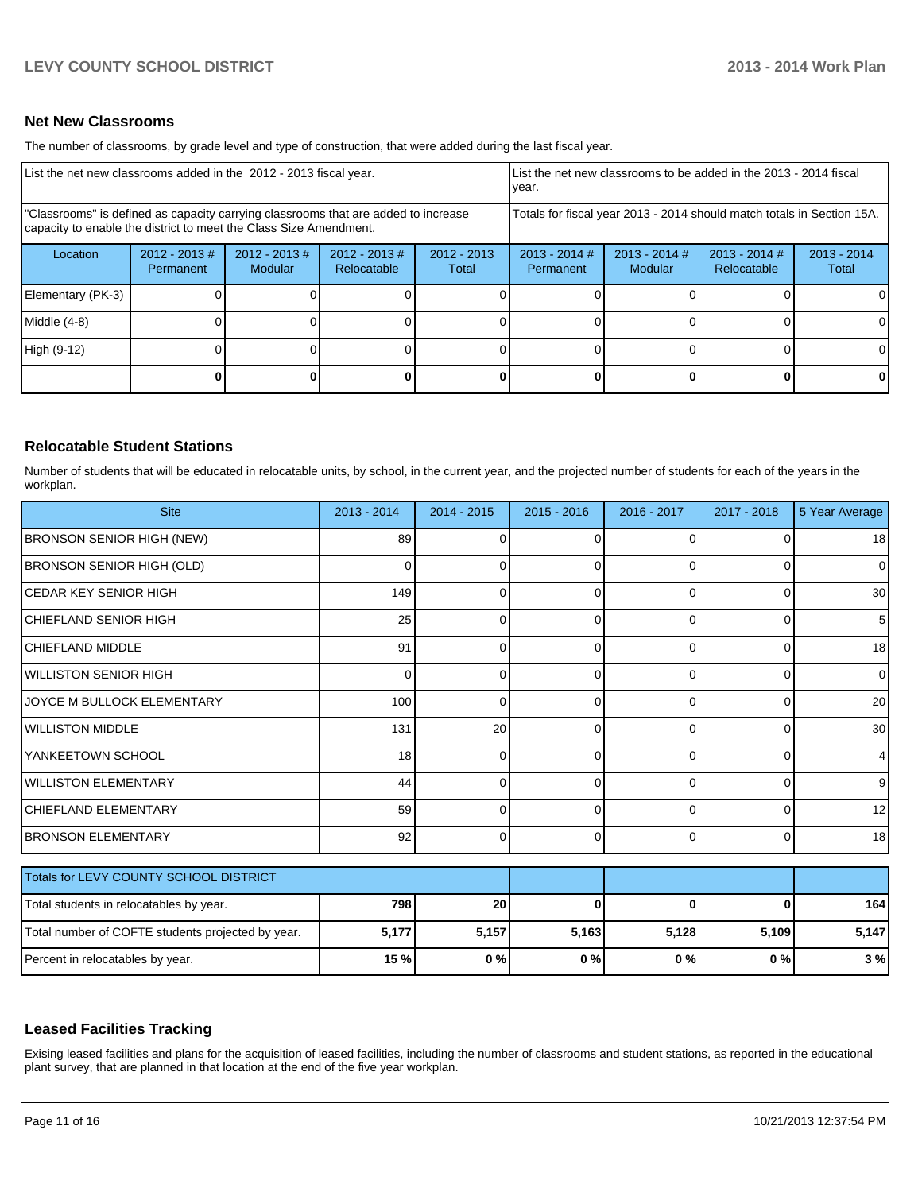## Net New Classrooms

The number of classrooms, by grade level and type of construction, that were added during the last fiscal year.

| List the net new classrooms added in the 2012 - 2013 fiscal year. | | | | | List the net new classrooms to be added in the 2013 - 2014 fiscal year. | | | |
|---|---|---|---|---|---|---|---|---|
| "Classrooms" is defined as capacity carrying classrooms that are added to increase capacity to enable the district to meet the Class Size Amendment. | | | | | Totals for fiscal year 2013 - 2014 should match totals in Section 15A. | | | |
| Location | 2012 - 2013 # Permanent | 2012 - 2013 # Modular | 2012 - 2013 # Relocatable | 2012 - 2013 Total | 2013 - 2014 # Permanent | 2013 - 2014 # Modular | 2013 - 2014 # Relocatable | 2013 - 2014 Total |
| Elementary (PK-3) | 0 | 0 | 0 | 0 | 0 | 0 | 0 | 0 |
| Middle (4-8) | 0 | 0 | 0 | 0 | 0 | 0 | 0 | 0 |
| High (9-12) | 0 | 0 | 0 | 0 | 0 | 0 | 0 | 0 |
| | **0** | **0** | **0** | **0** | **0** | **0** | **0** | **0** |

## Relocatable Student Stations

Number of students that will be educated in relocatable units, by school, in the current year, and the projected number of students for each of the years in the workplan.

| Site | 2013 - 2014 | 2014 - 2015 | 2015 - 2016 | 2016 - 2017 | 2017 - 2018 | 5 Year Average |
|---|---|---|---|---|---|---|
| BRONSON SENIOR HIGH (NEW) | 89 | 0 | 0 | 0 | 0 | 18 |
| BRONSON SENIOR HIGH (OLD) | 0 | 0 | 0 | 0 | 0 | 0 |
| CEDAR KEY SENIOR HIGH | 149 | 0 | 0 | 0 | 0 | 30 |
| CHIEFLAND SENIOR HIGH | 25 | 0 | 0 | 0 | 0 | 5 |
| CHIEFLAND MIDDLE | 91 | 0 | 0 | 0 | 0 | 18 |
| WILLISTON SENIOR HIGH | 0 | 0 | 0 | 0 | 0 | 0 |
| JOYCE M BULLOCK ELEMENTARY | 100 | 0 | 0 | 0 | 0 | 20 |
| WILLISTON MIDDLE | 131 | 20 | 0 | 0 | 0 | 30 |
| YANKEETOWN SCHOOL | 18 | 0 | 0 | 0 | 0 | 4 |
| WILLISTON ELEMENTARY | 44 | 0 | 0 | 0 | 0 | 9 |
| CHIEFLAND ELEMENTARY | 59 | 0 | 0 | 0 | 0 | 12 |
| BRONSON ELEMENTARY | 92 | 0 | 0 | 0 | 0 | 18 |

| Totals for LEVY COUNTY SCHOOL DISTRICT | | | | | | |
|---|---|---|---|---|---|---|
| Total students in relocatables by year. | **798** | **20** | **0** | **0** | **0** | **164** |
| Total number of COFTE students projected by year. | **5,177** | **5,157** | **5,163** | **5,128** | **5,109** | **5,147** |
| Percent in relocatables by year. | **15 %** | **0 %** | **0 %** | **0 %** | **0 %** | **3 %** |

## Leased Facilities Tracking

Exising leased facilities and plans for the acquisition of leased facilities, including the number of classrooms and student stations, as reported in the educational plant survey, that are planned in that location at the end of the five year workplan.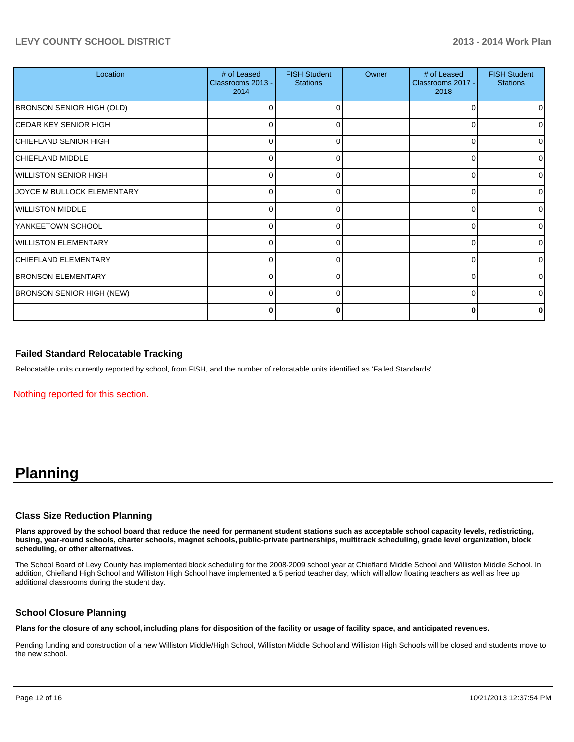| Location | # of Leased Classrooms 2013 - 2014 | FISH Student Stations | Owner | # of Leased Classrooms 2017 - 2018 | FISH Student Stations |
|---|---|---|---|---|---|
| BRONSON SENIOR HIGH (OLD) | 0 | 0 | | 0 | 0 |
| CEDAR KEY SENIOR HIGH | 0 | 0 | | 0 | 0 |
| CHIEFLAND SENIOR HIGH | 0 | 0 | | 0 | 0 |
| CHIEFLAND MIDDLE | 0 | 0 | | 0 | 0 |
| WILLISTON SENIOR HIGH | 0 | 0 | | 0 | 0 |
| JOYCE M BULLOCK ELEMENTARY | 0 | 0 | | 0 | 0 |
| WILLISTON MIDDLE | 0 | 0 | | 0 | 0 |
| YANKEETOWN SCHOOL | 0 | 0 | | 0 | 0 |
| WILLISTON ELEMENTARY | 0 | 0 | | 0 | 0 |
| CHIEFLAND ELEMENTARY | 0 | 0 | | 0 | 0 |
| BRONSON ELEMENTARY | 0 | 0 | | 0 | 0 |
| BRONSON SENIOR HIGH (NEW) | 0 | 0 | | 0 | 0 |
| | **0** | **0** | | **0** | **0** |

### Failed Standard Relocatable Tracking

Relocatable units currently reported by school, from FISH, and the number of relocatable units identified as 'Failed Standards'.

Nothing reported for this section.

# Planning

### Class Size Reduction Planning

**Plans approved by the school board that reduce the need for permanent student stations such as acceptable school capacity levels, redistricting, busing, year-round schools, charter schools, magnet schools, public-private partnerships, multitrack scheduling, grade level organization, block scheduling, or other alternatives.**

The School Board of Levy County has implemented block scheduling for the 2008-2009 school year at Chiefland Middle School and Williston Middle School. In addition, Chiefland High School and Williston High School have implemented a 5 period teacher day, which will allow floating teachers as well as free up additional classrooms during the student day.

### School Closure Planning

**Plans for the closure of any school, including plans for disposition of the facility or usage of facility space, and anticipated revenues.**

Pending funding and construction of a new Williston Middle/High School, Williston Middle School and Williston High Schools will be closed and students move to the new school.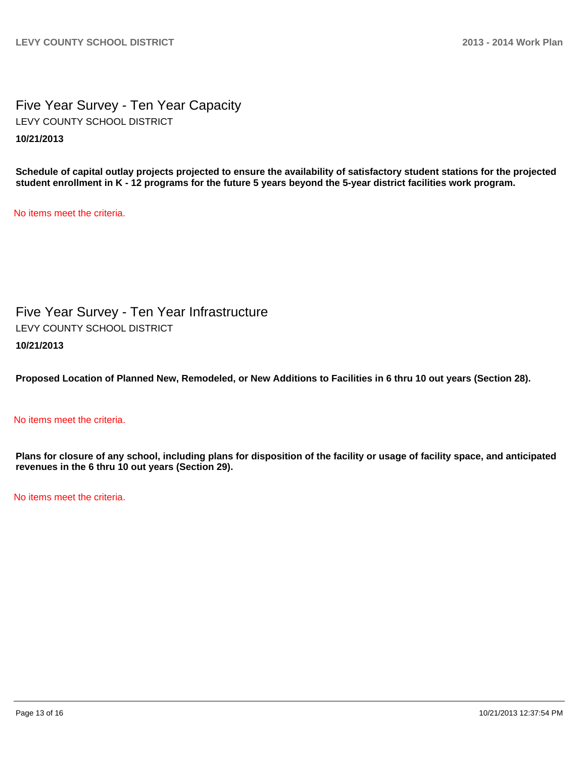# Five Year Survey - Ten Year Capacity

LEVY COUNTY SCHOOL DISTRICT

**10/21/2013**

**Schedule of capital outlay projects projected to ensure the availability of satisfactory student stations for the projected student enrollment in K - 12 programs for the future 5 years beyond the 5-year district facilities work program.**

No items meet the criteria.

# Five Year Survey - Ten Year Infrastructure

LEVY COUNTY SCHOOL DISTRICT

**10/21/2013**

**Proposed Location of Planned New, Remodeled, or New Additions to Facilities in 6 thru 10 out years (Section 28).**

No items meet the criteria.

**Plans for closure of any school, including plans for disposition of the facility or usage of facility space, and anticipated revenues in the 6 thru 10 out years (Section 29).**

No items meet the criteria.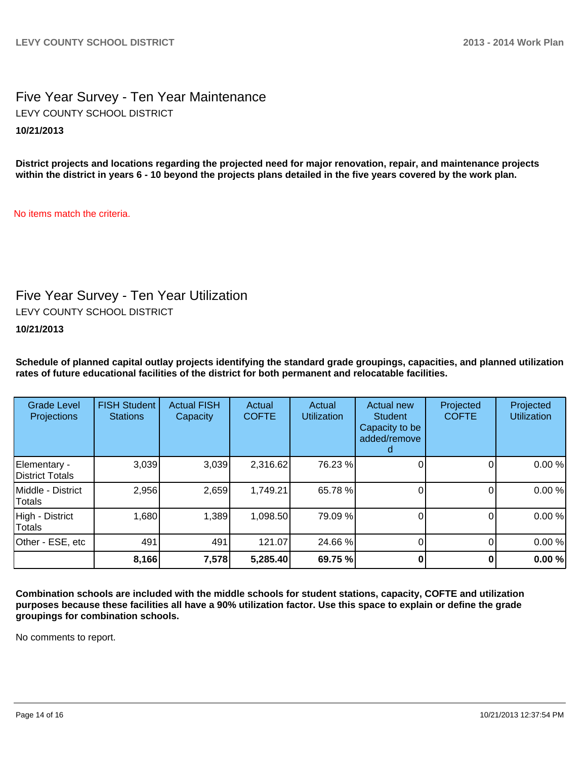## Five Year Survey - Ten Year Maintenance

LEVY COUNTY SCHOOL DISTRICT

**10/21/2013**

**District projects and locations regarding the projected need for major renovation, repair, and maintenance projects within the district in years 6 - 10 beyond the projects plans detailed in the five years covered by the work plan.**

No items match the criteria.

## Five Year Survey - Ten Year Utilization

LEVY COUNTY SCHOOL DISTRICT

**10/21/2013**

**Schedule of planned capital outlay projects identifying the standard grade groupings, capacities, and planned utilization rates of future educational facilities of the district for both permanent and relocatable facilities.**

| Grade Level Projections | FISH Student Stations | Actual FISH Capacity | Actual COFTE | Actual Utilization | Actual new Student Capacity to be added/removed | Projected COFTE | Projected Utilization |
|---|---|---|---|---|---|---|---|
| Elementary - District Totals | 3,039 | 3,039 | 2,316.62 | 76.23 % | 0 | 0 | 0.00 % |
| Middle - District Totals | 2,956 | 2,659 | 1,749.21 | 65.78 % | 0 | 0 | 0.00 % |
| High - District Totals | 1,680 | 1,389 | 1,098.50 | 79.09 % | 0 | 0 | 0.00 % |
| Other - ESE, etc | 491 | 491 | 121.07 | 24.66 % | 0 | 0 | 0.00 % |
| | **8,166** | **7,578** | **5,285.40** | **69.75 %** | **0** | **0** | **0.00 %** |

**Combination schools are included with the middle schools for student stations, capacity, COFTE and utilization purposes because these facilities all have a 90% utilization factor. Use this space to explain or define the grade groupings for combination schools.**

No comments to report.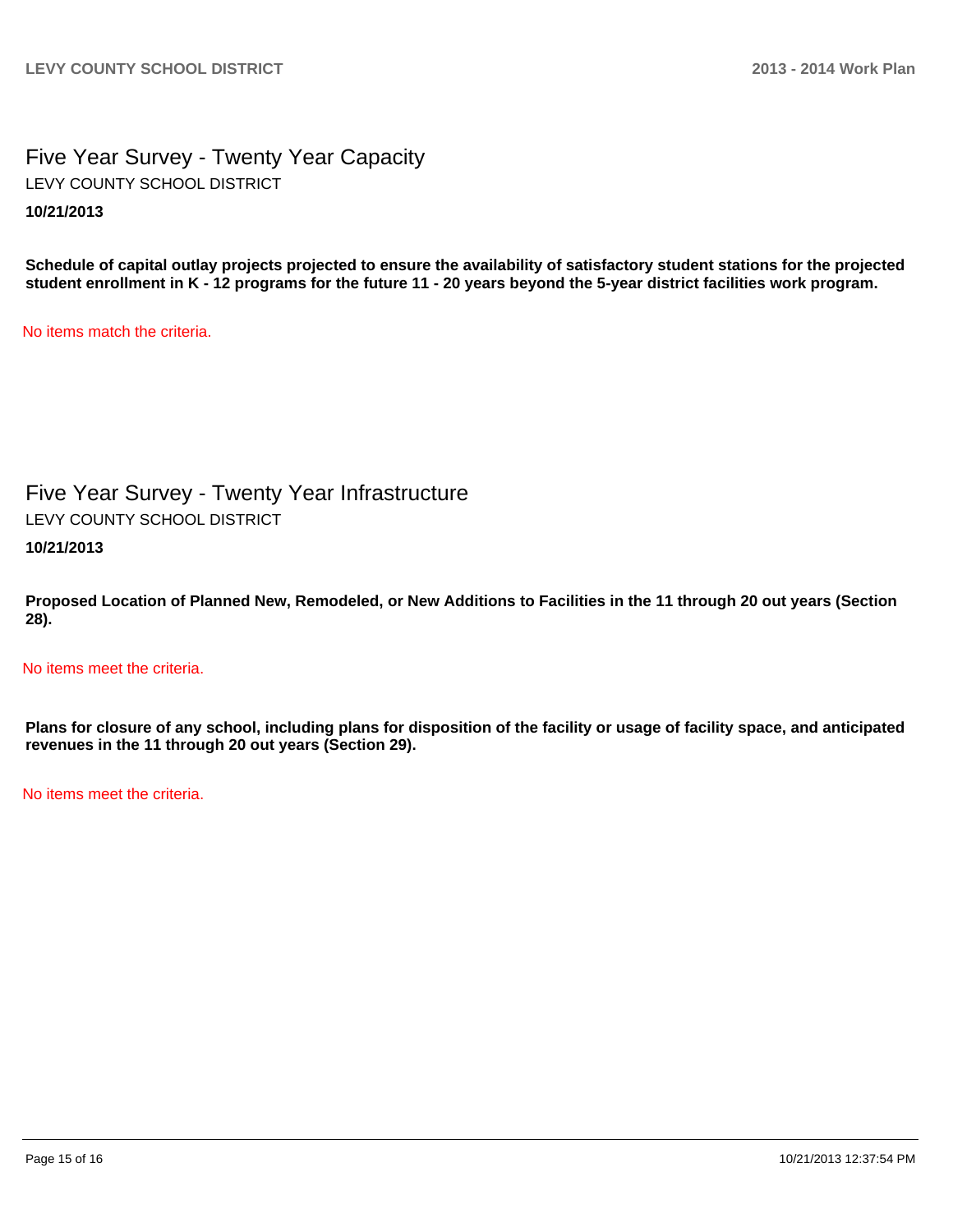## Five Year Survey - Twenty Year Capacity

LEVY COUNTY SCHOOL DISTRICT

**10/21/2013**

**Schedule of capital outlay projects projected to ensure the availability of satisfactory student stations for the projected student enrollment in K - 12 programs for the future 11 - 20 years beyond the 5-year district facilities work program.**

No items match the criteria.

## Five Year Survey - Twenty Year Infrastructure

LEVY COUNTY SCHOOL DISTRICT

**10/21/2013**

**Proposed Location of Planned New, Remodeled, or New Additions to Facilities in the 11 through 20 out years (Section 28).**

No items meet the criteria.

**Plans for closure of any school, including plans for disposition of the facility or usage of facility space, and anticipated revenues in the 11 through 20 out years (Section 29).**

No items meet the criteria.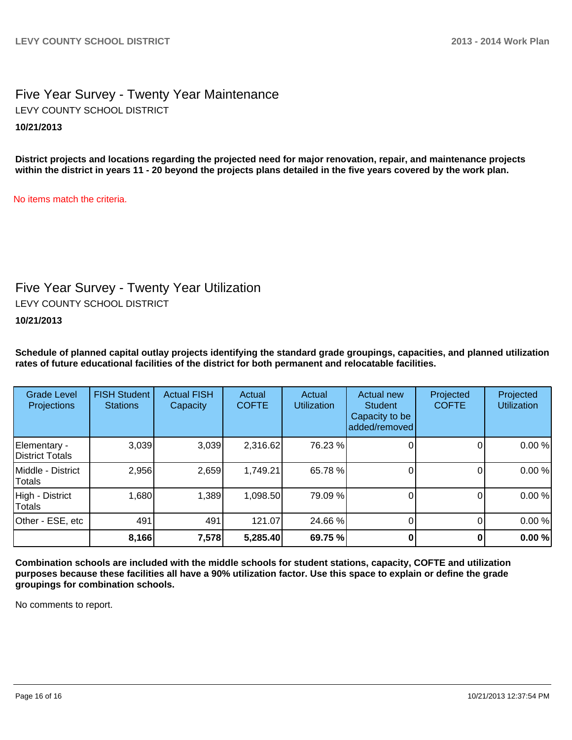## Five Year Survey - Twenty Year Maintenance

LEVY COUNTY SCHOOL DISTRICT

**10/21/2013**

**District projects and locations regarding the projected need for major renovation, repair, and maintenance projects within the district in years 11 - 20 beyond the projects plans detailed in the five years covered by the work plan.**

No items match the criteria.

## Five Year Survey - Twenty Year Utilization

LEVY COUNTY SCHOOL DISTRICT

**10/21/2013**

**Schedule of planned capital outlay projects identifying the standard grade groupings, capacities, and planned utilization rates of future educational facilities of the district for both permanent and relocatable facilities.**

| Grade Level Projections | FISH Student Stations | Actual FISH Capacity | Actual COFTE | Actual Utilization | Actual new Student Capacity to be added/removed | Projected COFTE | Projected Utilization |
|---|---|---|---|---|---|---|---|
| Elementary - District Totals | 3,039 | 3,039 | 2,316.62 | 76.23 % | 0 | 0 | 0.00 % |
| Middle - District Totals | 2,956 | 2,659 | 1,749.21 | 65.78 % | 0 | 0 | 0.00 % |
| High - District Totals | 1,680 | 1,389 | 1,098.50 | 79.09 % | 0 | 0 | 0.00 % |
| Other - ESE, etc | 491 | 491 | 121.07 | 24.66 % | 0 | 0 | 0.00 % |
| | **8,166** | **7,578** | **5,285.40** | **69.75 %** | **0** | **0** | **0.00 %** |

**Combination schools are included with the middle schools for student stations, capacity, COFTE and utilization purposes because these facilities all have a 90% utilization factor. Use this space to explain or define the grade groupings for combination schools.**

No comments to report.